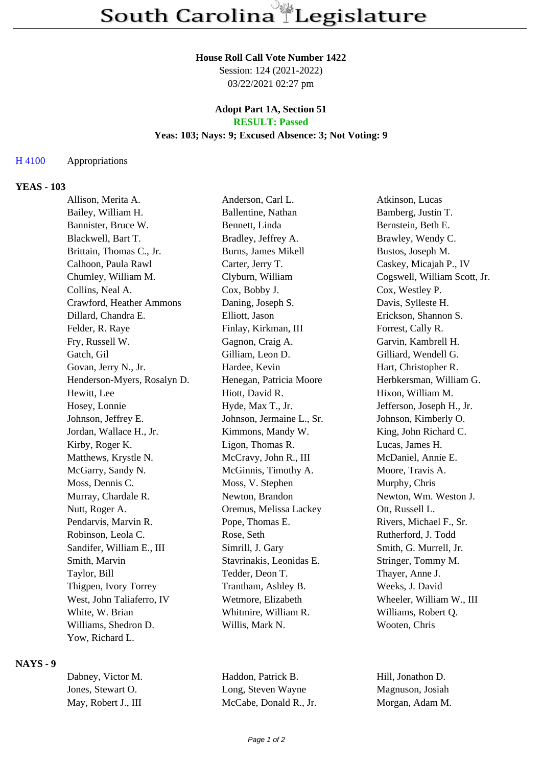# South Carolina Legislature

**House Roll Call Vote Number 1422**
Session: 124 (2021-2022)
03/22/2021 02:27 pm

**Adopt Part 1A, Section 51**
**RESULT: Passed**
**Yeas: 103; Nays: 9; Excused Absence: 3; Not Voting: 9**

H 4100 Appropriations

**YEAS - 103**

| | | |
|---|---|---|
| Allison, Merita A. | Anderson, Carl L. | Atkinson, Lucas |
| Bailey, William H. | Ballentine, Nathan | Bamberg, Justin T. |
| Bannister, Bruce W. | Bennett, Linda | Bernstein, Beth E. |
| Blackwell, Bart T. | Bradley, Jeffrey A. | Brawley, Wendy C. |
| Brittain, Thomas C., Jr. | Burns, James Mikell | Bustos, Joseph M. |
| Calhoon, Paula Rawl | Carter, Jerry T. | Caskey, Micajah P., IV |
| Chumley, William M. | Clyburn, William | Cogswell, William Scott, Jr. |
| Collins, Neal A. | Cox, Bobby J. | Cox, Westley P. |
| Crawford, Heather Ammons | Daning, Joseph S. | Davis, Sylleste H. |
| Dillard, Chandra E. | Elliott, Jason | Erickson, Shannon S. |
| Felder, R. Raye | Finlay, Kirkman, III | Forrest, Cally R. |
| Fry, Russell W. | Gagnon, Craig A. | Garvin, Kambrell H. |
| Gatch, Gil | Gilliam, Leon D. | Gilliard, Wendell G. |
| Govan, Jerry N., Jr. | Hardee, Kevin | Hart, Christopher R. |
| Henderson-Myers, Rosalyn D. | Henegan, Patricia Moore | Herbkersman, William G. |
| Hewitt, Lee | Hiott, David R. | Hixon, William M. |
| Hosey, Lonnie | Hyde, Max T., Jr. | Jefferson, Joseph H., Jr. |
| Johnson, Jeffrey E. | Johnson, Jermaine L., Sr. | Johnson, Kimberly O. |
| Jordan, Wallace H., Jr. | Kimmons, Mandy W. | King, John Richard C. |
| Kirby, Roger K. | Ligon, Thomas R. | Lucas, James H. |
| Matthews, Krystle N. | McCravy, John R., III | McDaniel, Annie E. |
| McGarry, Sandy N. | McGinnis, Timothy A. | Moore, Travis A. |
| Moss, Dennis C. | Moss, V. Stephen | Murphy, Chris |
| Murray, Chardale R. | Newton, Brandon | Newton, Wm. Weston J. |
| Nutt, Roger A. | Oremus, Melissa Lackey | Ott, Russell L. |
| Pendarvis, Marvin R. | Pope, Thomas E. | Rivers, Michael F., Sr. |
| Robinson, Leola C. | Rose, Seth | Rutherford, J. Todd |
| Sandifer, William E., III | Simrill, J. Gary | Smith, G. Murrell, Jr. |
| Smith, Marvin | Stavrinakis, Leonidas E. | Stringer, Tommy M. |
| Taylor, Bill | Tedder, Deon T. | Thayer, Anne J. |
| Thigpen, Ivory Torrey | Trantham, Ashley B. | Weeks, J. David |
| West, John Taliaferro, IV | Wetmore, Elizabeth | Wheeler, William W., III |
| White, W. Brian | Whitmire, William R. | Williams, Robert Q. |
| Williams, Shedron D. | Willis, Mark N. | Wooten, Chris |
| Yow, Richard L. | | |

**NAYS - 9**

| | | |
|---|---|---|
| Dabney, Victor M. | Haddon, Patrick B. | Hill, Jonathon D. |
| Jones, Stewart O. | Long, Steven Wayne | Magnuson, Josiah |
| May, Robert J., III | McCabe, Donald R., Jr. | Morgan, Adam M. |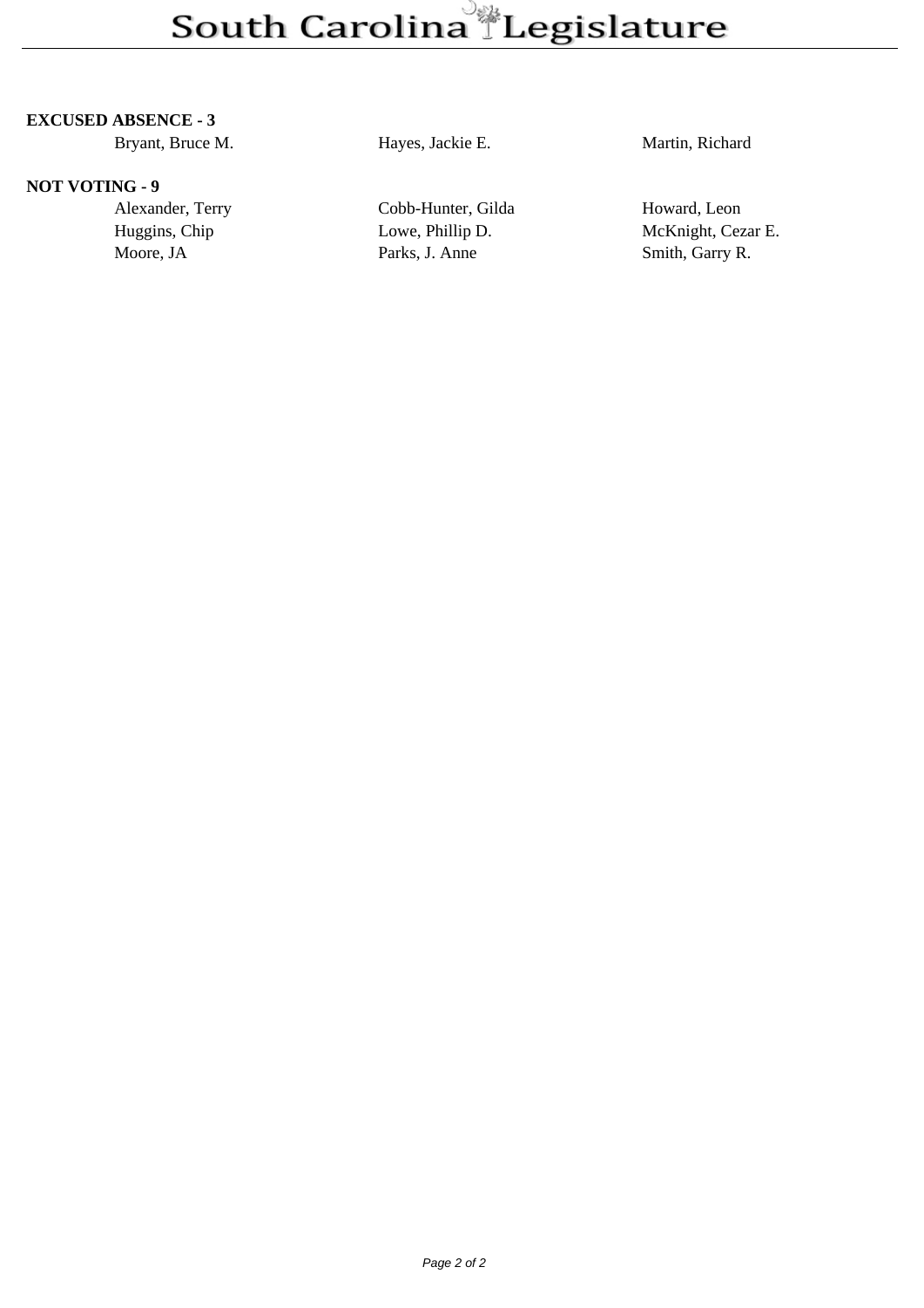**EXCUSED ABSENCE - 3**

| | | |
|---|---|---|
| Bryant, Bruce M. | Hayes, Jackie E. | Martin, Richard |

**NOT VOTING - 9**

| | | |
|---|---|---|
| Alexander, Terry | Cobb-Hunter, Gilda | Howard, Leon |
| Huggins, Chip | Lowe, Phillip D. | McKnight, Cezar E. |
| Moore, JA | Parks, J. Anne | Smith, Garry R. |